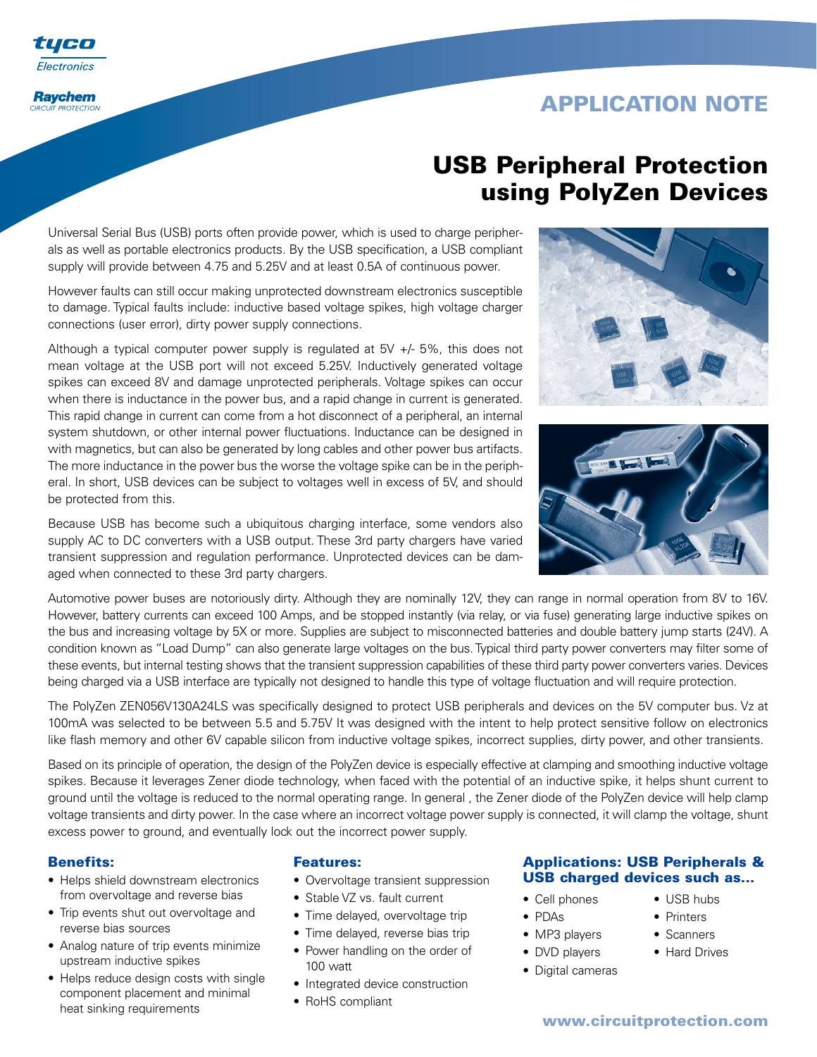tyco Electronics

Raychem CIRCUIT PROTECTION

## APPLICATION NOTE

# USB Peripheral Protection using PolyZen Devices

Universal Serial Bus (USB) ports often provide power, which is used to charge peripherals as well as portable electronics products. By the USB specification, a USB compliant supply will provide between 4.75 and 5.25V and at least 0.5A of continuous power.

However faults can still occur making unprotected downstream electronics susceptible to damage. Typical faults include: inductive based voltage spikes, high voltage charger connections (user error), dirty power supply connections.

Although a typical computer power supply is regulated at 5V +/- 5%, this does not mean voltage at the USB port will not exceed 5.25V. Inductively generated voltage spikes can exceed 8V and damage unprotected peripherals. Voltage spikes can occur when there is inductance in the power bus, and a rapid change in current is generated. This rapid change in current can come from a hot disconnect of a peripheral, an internal system shutdown, or other internal power fluctuations. Inductance can be designed in with magnetics, but can also be generated by long cables and other power bus artifacts. The more inductance in the power bus the worse the voltage spike can be in the peripheral. In short, USB devices can be subject to voltages well in excess of 5V, and should be protected from this.

Because USB has become such a ubiquitous charging interface, some vendors also supply AC to DC converters with a USB output. These 3rd party chargers have varied transient suppression and regulation performance. Unprotected devices can be damaged when connected to these 3rd party chargers.

Automotive power buses are notoriously dirty. Although they are nominally 12V, they can range in normal operation from 8V to 16V. However, battery currents can exceed 100 Amps, and be stopped instantly (via relay, or via fuse) generating large inductive spikes on the bus and increasing voltage by 5X or more. Supplies are subject to misconnected batteries and double battery jump starts (24V). A condition known as "Load Dump" can also generate large voltages on the bus. Typical third party power converters may filter some of these events, but internal testing shows that the transient suppression capabilities of these third party power converters varies. Devices being charged via a USB interface are typically not designed to handle this type of voltage fluctuation and will require protection.

The PolyZen ZEN056V130A24LS was specifically designed to protect USB peripherals and devices on the 5V computer bus. Vz at 100mA was selected to be between 5.5 and 5.75V It was designed with the intent to help protect sensitive follow on electronics like flash memory and other 6V capable silicon from inductive voltage spikes, incorrect supplies, dirty power, and other transients.

Based on its principle of operation, the design of the PolyZen device is especially effective at clamping and smoothing inductive voltage spikes. Because it leverages Zener diode technology, when faced with the potential of an inductive spike, it helps shunt current to ground until the voltage is reduced to the normal operating range. In general , the Zener diode of the PolyZen device will help clamp voltage transients and dirty power. In the case where an incorrect voltage power supply is connected, it will clamp the voltage, shunt excess power to ground, and eventually lock out the incorrect power supply.

### Benefits:

- Helps shield downstream electronics from overvoltage and reverse bias
- Trip events shut out overvoltage and reverse bias sources
- Analog nature of trip events minimize upstream inductive spikes
- Helps reduce design costs with single component placement and minimal heat sinking requirements

### Features:

- Overvoltage transient suppression
- Stable VZ vs. fault current
- Time delayed, overvoltage trip
- Time delayed, reverse bias trip
- Power handling on the order of 100 watt
- Integrated device construction
- RoHS compliant

### Applications: USB Peripherals & USB charged devices such as...

- Cell phones
- PDAs
- MP3 players
- DVD players
- Digital cameras
- USB hubs
- Printers
- Scanners
- Hard Drives

www.circuitprotection.com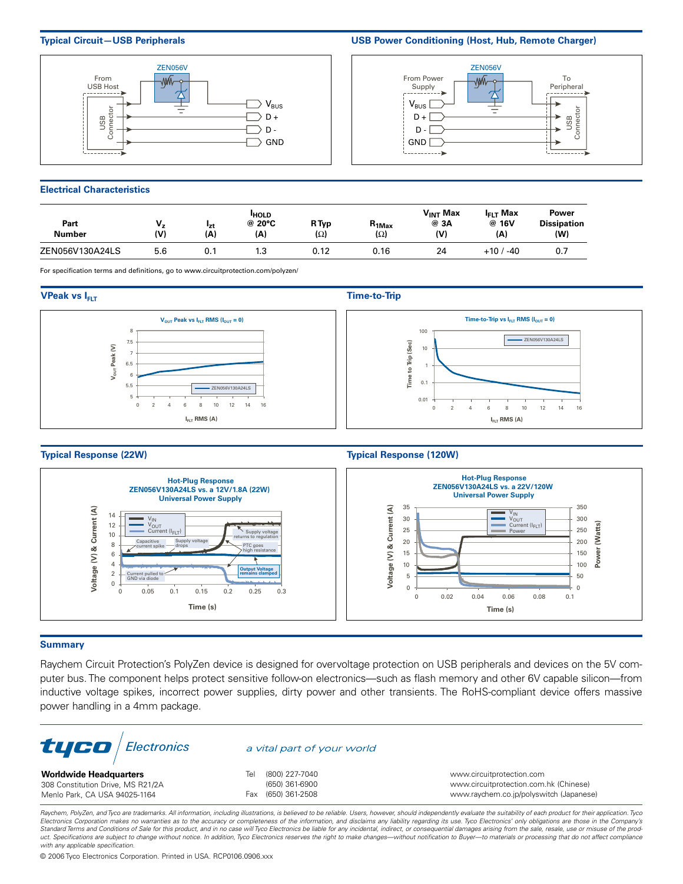## Typical Circuit—USB Peripherals

ZEN056V

From USB Host

USB Connector

$V_{BUS}$

D +

D -

GND

## USB Power Conditioning (Host, Hub, Remote Charger)

ZEN056V

From Power Supply

To Peripheral

$V_{BUS}$

D +

D -

GND

USB Connector

## Electrical Characteristics

| Part Number | $V_z$ (V) | $I_{zt}$ (A) | $I_{HOLD}$ @ 20°C (A) | R Typ (Ω) | $R_{1Max}$ (Ω) | $V_{INT}$ Max @ 3A (V) | $I_{FLT}$ Max @ 16V (A) | Power Dissipation (W) |
|---|---|---|---|---|---|---|---|---|
| ZEN056V130A24LS | 5.6 | 0.1 | 1.3 | 0.12 | 0.16 | 24 | +10 / -40 | 0.7 |

For specification terms and definitions, go to www.circuitprotection.com/polyzen/

## VPeak vs $I_{FLT}$

$V_{OUT}$ Peak vs $I_{FLT}$ RMS ($I_{OUT}$ = 0)

$V_{OUT}$ Peak (V)

8
7.5
7
6.5
6
5.5
5

0 2 4 6 8 10 12 14 16

$I_{FLT}$ RMS (A)

ZEN056V130A24LS

## Time-to-Trip

Time-to-Trip vs $I_{FLT}$ RMS ($I_{OUT}$ = 0)

Time to Trip (Sec)

100
10
1
0.1
0.01

0 2 4 6 8 10 12 14 16

$I_{FLT}$ RMS (A)

ZEN056V130A24LS

## Typical Response (22W)

Hot-Plug Response
ZEN056V130A24LS vs. a 12V/1.8A (22W)
Universal Power Supply

Voltage (V) & Current (A)

14
12
10
8
6
4
2
0

0 0.05 0.1 0.15 0.2 0.25 0.3

Time (s)

$V_{IN}$
$V_{OUT}$
Current ($I_{FLT}$)

Capacitive current spike

Supply voltage drops

Supply voltage returns to regulation

PTC goes high resistance

Current pulled to GND via diode

Output Voltage remains clamped

## Typical Response (120W)

Hot-Plug Response
ZEN056V130A24LS vs. a 22V/120W
Universal Power Supply

Voltage (V) & Current (A)

35
30
25
20
15
10
5
0

Power (Watts)

350
300
250
200
150
100
50
0

0 0.02 0.04 0.06 0.08 0.1

Time (s)

$V_{IN}$
$V_{OUT}$
Current ($I_{FLT}$)
Power

## Summary

Raychem Circuit Protection's PolyZen device is designed for overvoltage protection on USB peripherals and devices on the 5V computer bus. The component helps protect sensitive follow-on electronics—such as flash memory and other 6V capable silicon—from inductive voltage spikes, incorrect power supplies, dirty power and other transients. The RoHS-compliant device offers massive power handling in a 4mm package.

**tyco** | Electronics

*a vital part of your world*

**Worldwide Headquarters**
308 Constitution Drive, MS R21/2A
Menlo Park, CA USA 94025-1164

Tel (800) 227-7040
(650) 361-6900
Fax (650) 361-2508

www.circuitprotection.com
www.circuitprotection.com.hk (Chinese)
www.raychem.co.jp/polyswitch (Japanese)

*Raychem, PolyZen, and Tyco are trademarks. All information, including illustrations, is believed to be reliable. Users, however, should independently evaluate the suitability of each product for their application. Tyco Electronics Corporation makes no warranties as to the accuracy or completeness of the information, and disclaims any liability regarding its use. Tyco Electronics' only obligations are those in the Company's Standard Terms and Conditions of Sale for this product, and in no case will Tyco Electronics be liable for any incidental, indirect, or consequential damages arising from the sale, resale, use or misuse of the product. Specifications are subject to change without notice. In addition, Tyco Electronics reserves the right to make changes—without notification to Buyer—to materials or processing that do not affect compliance with any applicable specification.*

© 2006 Tyco Electronics Corporation. Printed in USA. RCP0106.0906.xxx